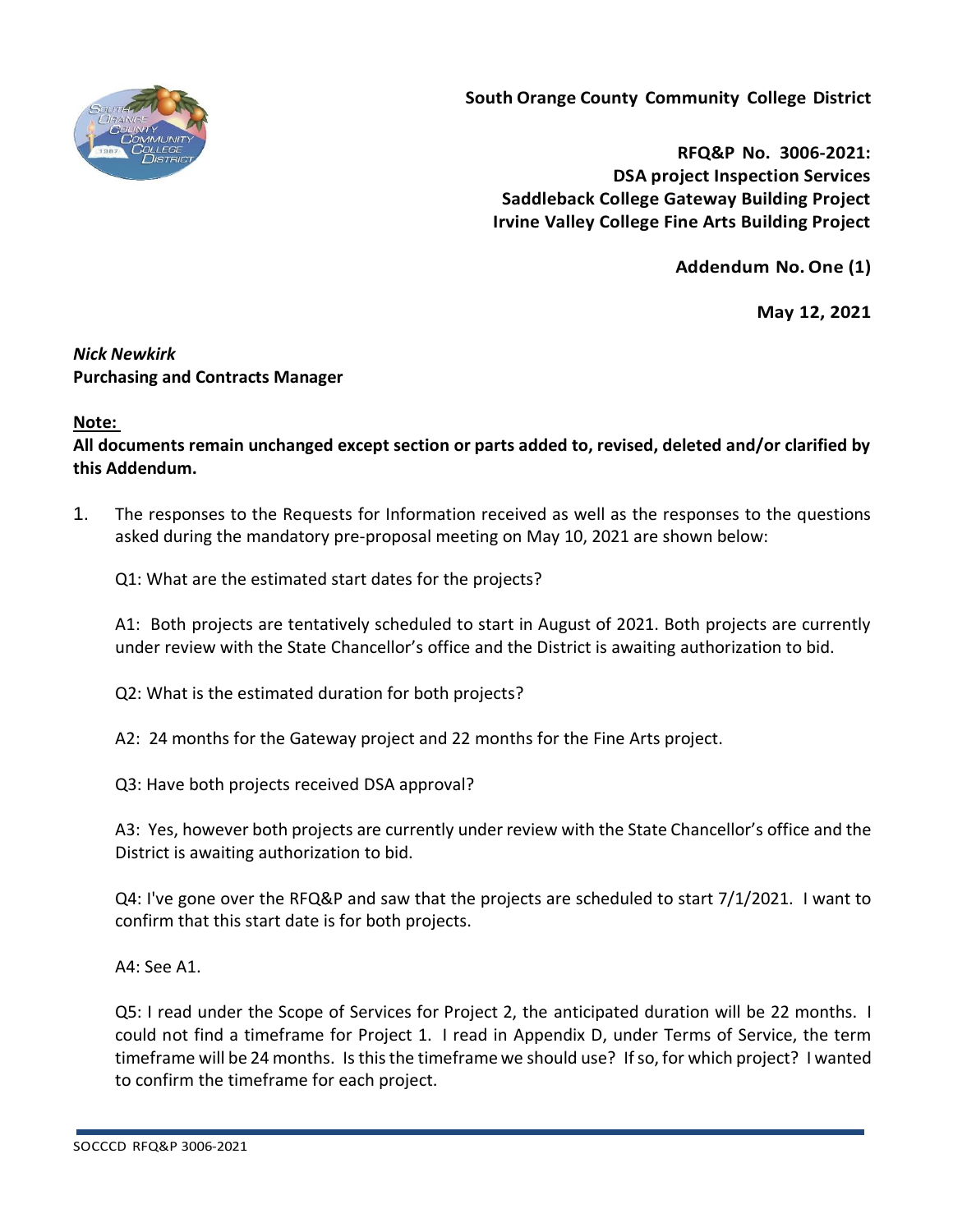**South Orange County Community College District**

**RFQ&P No. 3006-2021:**
**DSA project Inspection Services**
**Saddleback College Gateway Building Project**
**Irvine Valley College Fine Arts Building Project**

**Addendum No. One (1)**

**May 12, 2021**

***Nick Newkirk***
**Purchasing and Contracts Manager**

**Note:**
**All documents remain unchanged except section or parts added to, revised, deleted and/or clarified by this Addendum.**

1. The responses to the Requests for Information received as well as the responses to the questions asked during the mandatory pre-proposal meeting on May 10, 2021 are shown below:

   Q1: What are the estimated start dates for the projects?

   A1: Both projects are tentatively scheduled to start in August of 2021. Both projects are currently under review with the State Chancellor's office and the District is awaiting authorization to bid.

   Q2: What is the estimated duration for both projects?

   A2: 24 months for the Gateway project and 22 months for the Fine Arts project.

   Q3: Have both projects received DSA approval?

   A3: Yes, however both projects are currently under review with the State Chancellor's office and the District is awaiting authorization to bid.

   Q4: I've gone over the RFQ&P and saw that the projects are scheduled to start 7/1/2021. I want to confirm that this start date is for both projects.

   A4: See A1.

   Q5: I read under the Scope of Services for Project 2, the anticipated duration will be 22 months. I could not find a timeframe for Project 1. I read in Appendix D, under Terms of Service, the term timeframe will be 24 months. Is this the timeframe we should use? If so, for which project? I wanted to confirm the timeframe for each project.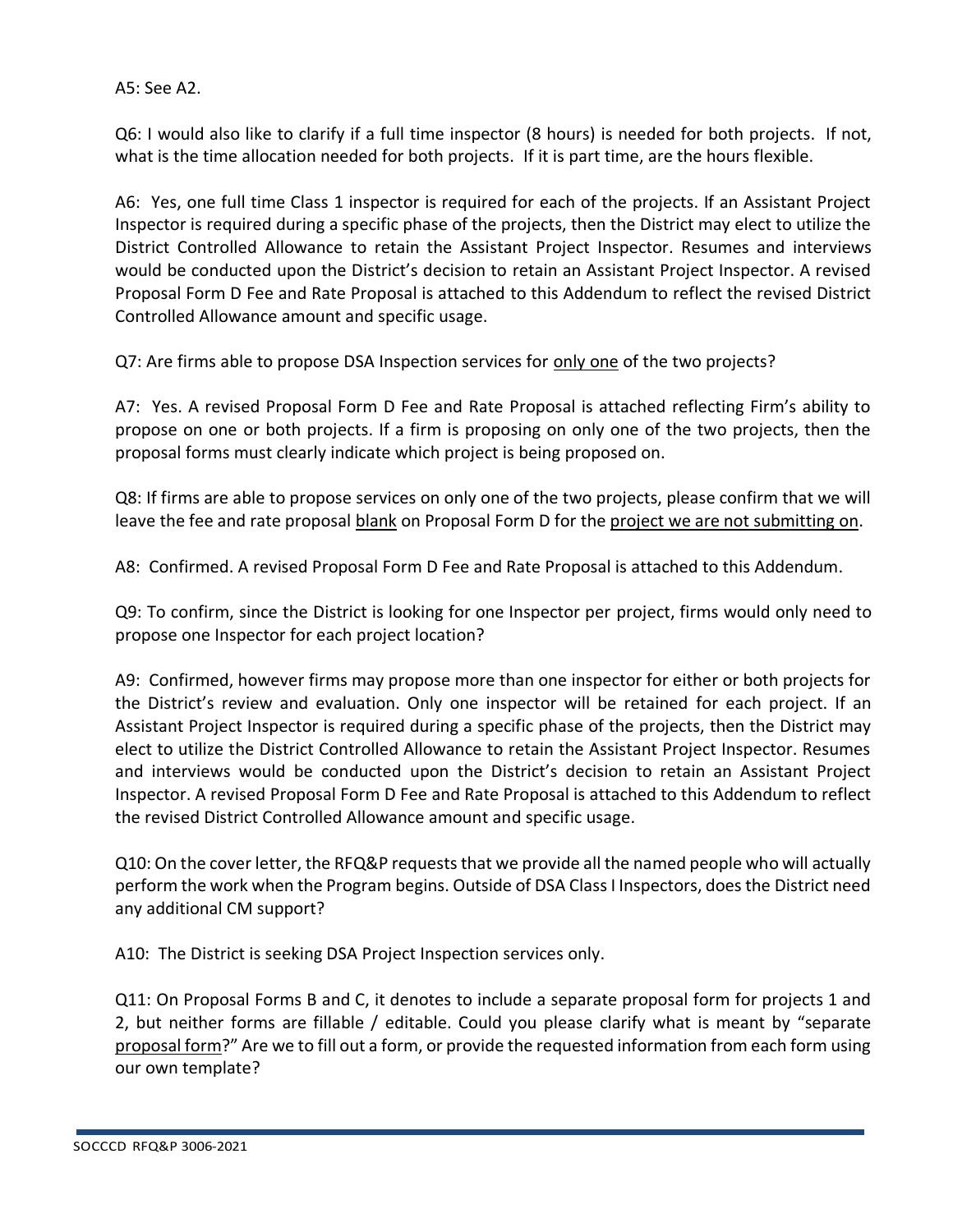A5: See A2.

Q6: I would also like to clarify if a full time inspector (8 hours) is needed for both projects. If not, what is the time allocation needed for both projects. If it is part time, are the hours flexible.

A6: Yes, one full time Class 1 inspector is required for each of the projects. If an Assistant Project Inspector is required during a specific phase of the projects, then the District may elect to utilize the District Controlled Allowance to retain the Assistant Project Inspector. Resumes and interviews would be conducted upon the District's decision to retain an Assistant Project Inspector. A revised Proposal Form D Fee and Rate Proposal is attached to this Addendum to reflect the revised District Controlled Allowance amount and specific usage.

Q7: Are firms able to propose DSA Inspection services for <u>only one</u> of the two projects?

A7: Yes. A revised Proposal Form D Fee and Rate Proposal is attached reflecting Firm's ability to propose on one or both projects. If a firm is proposing on only one of the two projects, then the proposal forms must clearly indicate which project is being proposed on.

Q8: If firms are able to propose services on only one of the two projects, please confirm that we will leave the fee and rate proposal <u>blank</u> on Proposal Form D for the <u>project we are not submitting on</u>.

A8: Confirmed. A revised Proposal Form D Fee and Rate Proposal is attached to this Addendum.

Q9: To confirm, since the District is looking for one Inspector per project, firms would only need to propose one Inspector for each project location?

A9: Confirmed, however firms may propose more than one inspector for either or both projects for the District's review and evaluation. Only one inspector will be retained for each project. If an Assistant Project Inspector is required during a specific phase of the projects, then the District may elect to utilize the District Controlled Allowance to retain the Assistant Project Inspector. Resumes and interviews would be conducted upon the District's decision to retain an Assistant Project Inspector. A revised Proposal Form D Fee and Rate Proposal is attached to this Addendum to reflect the revised District Controlled Allowance amount and specific usage.

Q10: On the cover letter, the RFQ&P requests that we provide all the named people who will actually perform the work when the Program begins. Outside of DSA Class I Inspectors, does the District need any additional CM support?

A10: The District is seeking DSA Project Inspection services only.

Q11: On Proposal Forms B and C, it denotes to include a separate proposal form for projects 1 and 2, but neither forms are fillable / editable. Could you please clarify what is meant by "separate <u>proposal form</u>?" Are we to fill out a form, or provide the requested information from each form using our own template?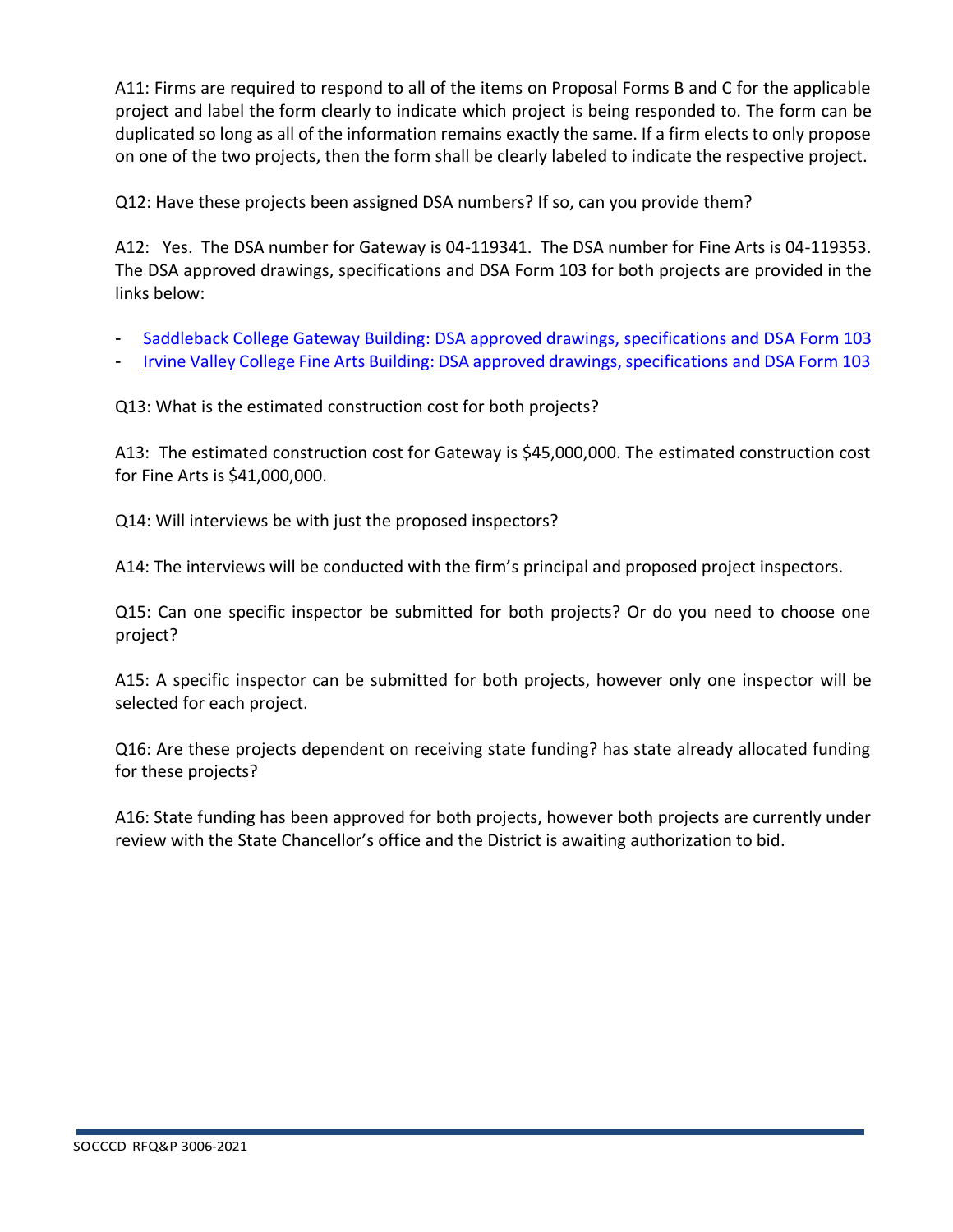A11: Firms are required to respond to all of the items on Proposal Forms B and C for the applicable project and label the form clearly to indicate which project is being responded to. The form can be duplicated so long as all of the information remains exactly the same. If a firm elects to only propose on one of the two projects, then the form shall be clearly labeled to indicate the respective project.

Q12: Have these projects been assigned DSA numbers? If so, can you provide them?

A12: Yes. The DSA number for Gateway is 04-119341. The DSA number for Fine Arts is 04-119353. The DSA approved drawings, specifications and DSA Form 103 for both projects are provided in the links below:

- Saddleback College Gateway Building: DSA approved drawings, specifications and DSA Form 103
- Irvine Valley College Fine Arts Building: DSA approved drawings, specifications and DSA Form 103

Q13: What is the estimated construction cost for both projects?

A13: The estimated construction cost for Gateway is $45,000,000. The estimated construction cost for Fine Arts is $41,000,000.

Q14: Will interviews be with just the proposed inspectors?

A14: The interviews will be conducted with the firm's principal and proposed project inspectors.

Q15: Can one specific inspector be submitted for both projects? Or do you need to choose one project?

A15: A specific inspector can be submitted for both projects, however only one inspector will be selected for each project.

Q16: Are these projects dependent on receiving state funding? has state already allocated funding for these projects?

A16: State funding has been approved for both projects, however both projects are currently under review with the State Chancellor's office and the District is awaiting authorization to bid.